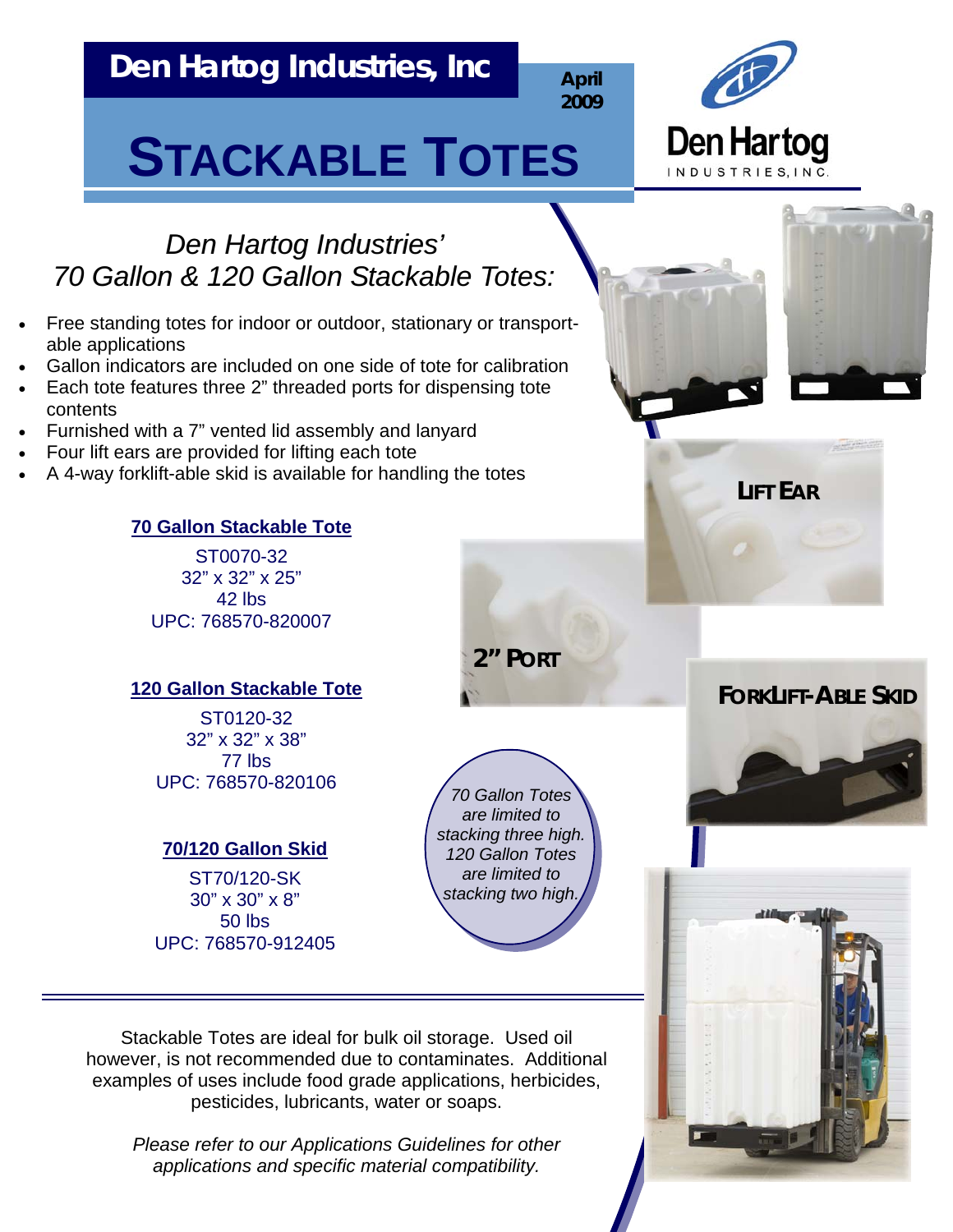# Den Hartog Industries, Inc

April 2009

# STACKABLE TOTES

## *Den Hartog Industries' 70 Gallon & 120 Gallon Stackable Totes:*

- Free standing totes for indoor or outdoor, stationary or transportable applications
- Gallon indicators are included on one side of tote for calibration
- Each tote features three 2" threaded ports for dispensing tote contents
- Furnished with a 7" vented lid assembly and lanyard
- Four lift ears are provided for lifting each tote
- A 4-way forklift-able skid is available for handling the totes

**70 Gallon Stackable Tote**

ST0070-32
32" x 32" x 25"
42 lbs
UPC: 768570-820007

**120 Gallon Stackable Tote**

ST0120-32
32" x 32" x 38"
77 lbs
UPC: 768570-820106

**70/120 Gallon Skid**

ST70/120-SK
30" x 30" x 8"
50 lbs
UPC: 768570-912405

*70 Gallon Totes are limited to stacking three high. 120 Gallon Totes are limited to stacking two high.*

LIFT EAR

2" PORT

FORKLIFT-ABLE SKID

Stackable Totes are ideal for bulk oil storage. Used oil however, is not recommended due to contaminates. Additional examples of uses include food grade applications, herbicides, pesticides, lubricants, water or soaps.

*Please refer to our Applications Guidelines for other applications and specific material compatibility.*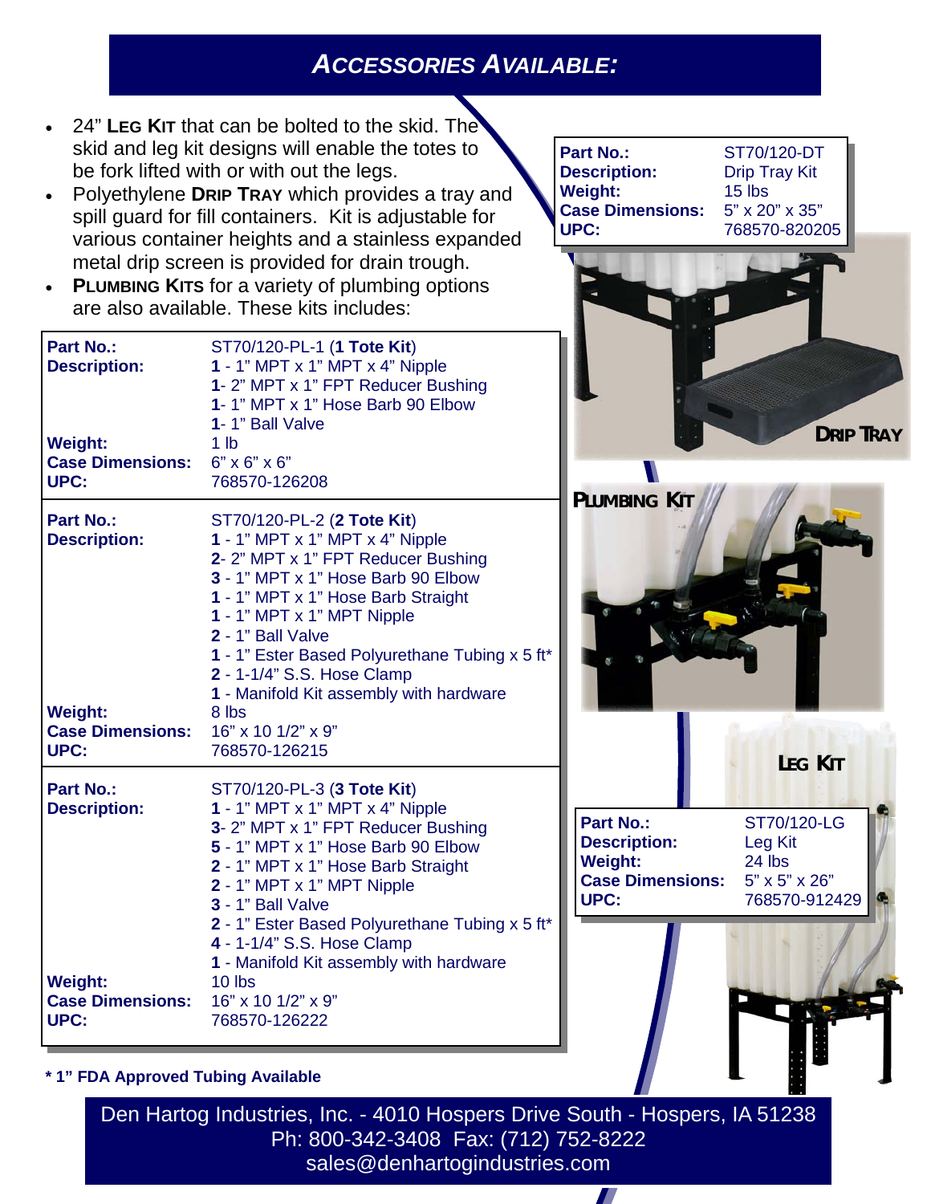# *ACCESSORIES AVAILABLE:*

- 24" **LEG KIT** that can be bolted to the skid. The skid and leg kit designs will enable the totes to be fork lifted with or with out the legs.
- Polyethylene **DRIP TRAY** which provides a tray and spill guard for fill containers. Kit is adjustable for various container heights and a stainless expanded metal drip screen is provided for drain trough.
- **PLUMBING KITS** for a variety of plumbing options are also available. These kits includes:

| | |
|---|---|
| **Part No.:** | ST70/120-PL-1 (**1 Tote Kit**) |
| **Description:** | **1** - 1" MPT x 1" MPT x 4" Nipple<br>**1**- 2" MPT x 1" FPT Reducer Bushing<br>**1**- 1" MPT x 1" Hose Barb 90 Elbow<br>**1**- 1" Ball Valve |
| **Weight:** | 1 lb |
| **Case Dimensions:** | 6" x 6" x 6" |
| **UPC:** | 768570-126208 |

| | |
|---|---|
| **Part No.:** | ST70/120-PL-2 (**2 Tote Kit**) |
| **Description:** | **1** - 1" MPT x 1" MPT x 4" Nipple<br>**2**- 2" MPT x 1" FPT Reducer Bushing<br>**3** - 1" MPT x 1" Hose Barb 90 Elbow<br>**1** - 1" MPT x 1" Hose Barb Straight<br>**1** - 1" MPT x 1" MPT Nipple<br>**2** - 1" Ball Valve<br>**1** - 1" Ester Based Polyurethane Tubing x 5 ft*<br>**2** - 1-1/4" S.S. Hose Clamp<br>**1** - Manifold Kit assembly with hardware |
| **Weight:** | 8 lbs |
| **Case Dimensions:** | 16" x 10 1/2" x 9" |
| **UPC:** | 768570-126215 |

| | |
|---|---|
| **Part No.:** | ST70/120-PL-3 (**3 Tote Kit**) |
| **Description:** | **1** - 1" MPT x 1" MPT x 4" Nipple<br>**3**- 2" MPT x 1" FPT Reducer Bushing<br>**5** - 1" MPT x 1" Hose Barb 90 Elbow<br>**2** - 1" MPT x 1" Hose Barb Straight<br>**2** - 1" MPT x 1" MPT Nipple<br>**3** - 1" Ball Valve<br>**2** - 1" Ester Based Polyurethane Tubing x 5 ft*<br>**4** - 1-1/4" S.S. Hose Clamp<br>**1** - Manifold Kit assembly with hardware |
| **Weight:** | 10 lbs |
| **Case Dimensions:** | 16" x 10 1/2" x 9" |
| **UPC:** | 768570-126222 |

**\* 1" FDA Approved Tubing Available**

| | |
|---|---|
| **Part No.:** | ST70/120-DT |
| **Description:** | Drip Tray Kit |
| **Weight:** | 15 lbs |
| **Case Dimensions:** | 5" x 20" x 35" |
| **UPC:** | 768570-820205 |

**DRIP TRAY**

**PLUMBING KIT**

**LEG KIT**

| | |
|---|---|
| **Part No.:** | ST70/120-LG |
| **Description:** | Leg Kit |
| **Weight:** | 24 lbs |
| **Case Dimensions:** | 5" x 5" x 26" |
| **UPC:** | 768570-912429 |

Den Hartog Industries, Inc. - 4010 Hospers Drive South - Hospers, IA 51238
Ph: 800-342-3408 Fax: (712) 752-8222
sales@denhartogindustries.com